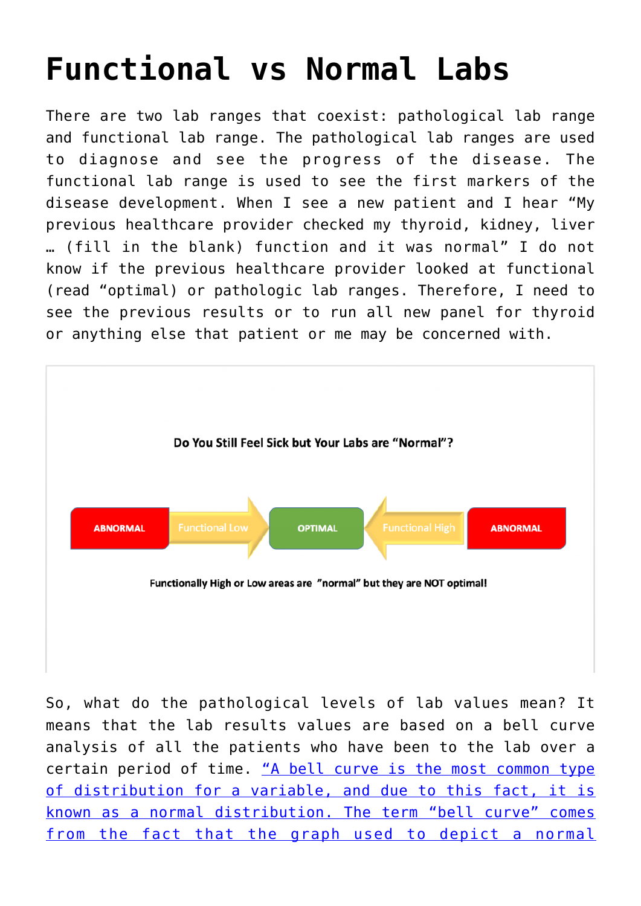# Functional vs Normal Labs

There are two lab ranges that coexist: pathological lab range and functional lab range. The pathological lab ranges are used to diagnose and see the progress of the disease. The functional lab range is used to see the first markers of the disease development. When I see a new patient and I hear "My previous healthcare provider checked my thyroid, kidney, liver … (fill in the blank) function and it was normal" I do not know if the previous healthcare provider looked at functional (read "optimal) or pathologic lab ranges. Therefore, I need to see the previous results or to run all new panel for thyroid or anything else that patient or me may be concerned with.

**Do You Still Feel Sick but Your Labs are "Normal"?**

ABNORMAL | Functional Low | OPTIMAL | Functional High | ABNORMAL

**Functionally High or Low areas are "normal" but they are NOT optimal!**

So, what do the pathological levels of lab values mean? It means that the lab results values are based on a bell curve analysis of all the patients who have been to the lab over a certain period of time. "A bell curve is the most common type of distribution for a variable, and due to this fact, it is known as a normal distribution. The term "bell curve" comes from the fact that the graph used to depict a normal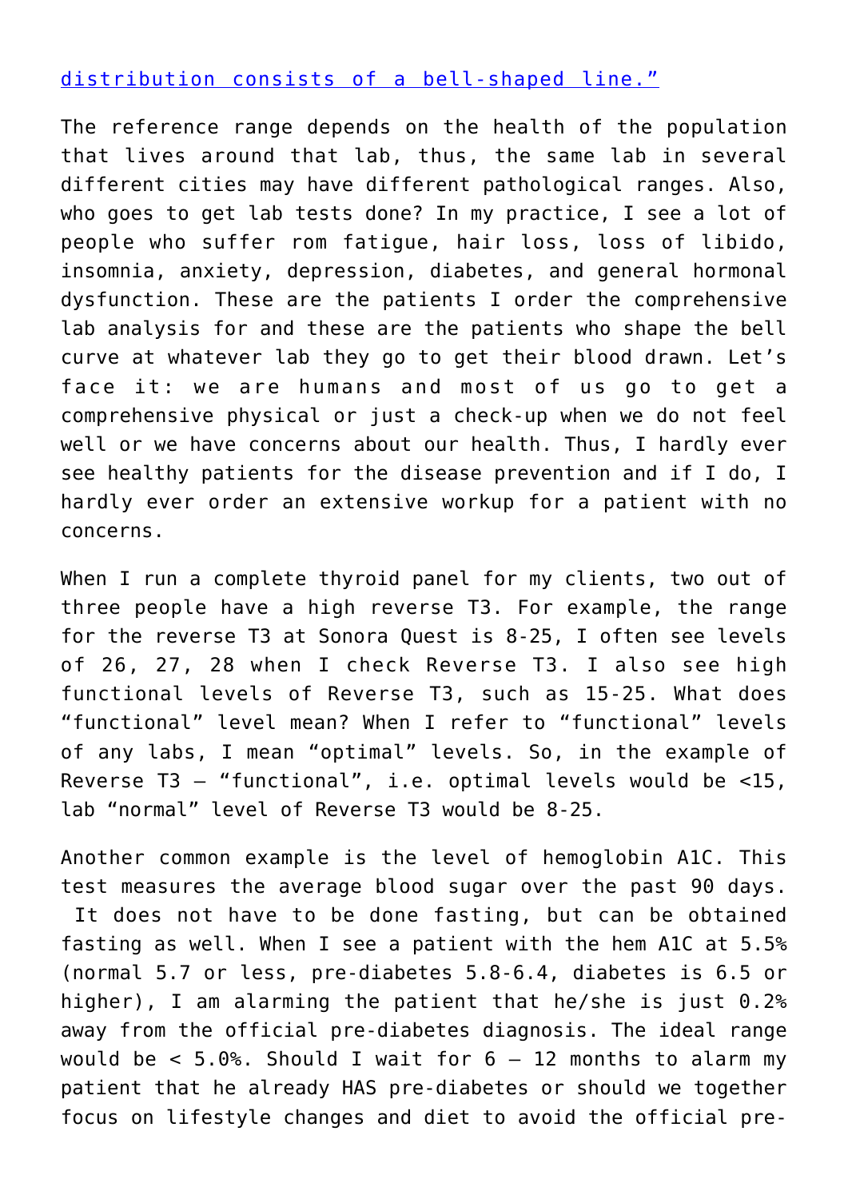distribution consists of a bell-shaped line."

The reference range depends on the health of the population that lives around that lab, thus, the same lab in several different cities may have different pathological ranges. Also, who goes to get lab tests done? In my practice, I see a lot of people who suffer rom fatigue, hair loss, loss of libido, insomnia, anxiety, depression, diabetes, and general hormonal dysfunction. These are the patients I order the comprehensive lab analysis for and these are the patients who shape the bell curve at whatever lab they go to get their blood drawn. Let's face it: we are humans and most of us go to get a comprehensive physical or just a check-up when we do not feel well or we have concerns about our health. Thus, I hardly ever see healthy patients for the disease prevention and if I do, I hardly ever order an extensive workup for a patient with no concerns.

When I run a complete thyroid panel for my clients, two out of three people have a high reverse T3. For example, the range for the reverse T3 at Sonora Quest is 8-25, I often see levels of 26, 27, 28 when I check Reverse T3. I also see high functional levels of Reverse T3, such as 15-25. What does "functional" level mean? When I refer to "functional" levels of any labs, I mean "optimal" levels. So, in the example of Reverse T3 – "functional", i.e. optimal levels would be <15, lab "normal" level of Reverse T3 would be 8-25.

Another common example is the level of hemoglobin A1C. This test measures the average blood sugar over the past 90 days. It does not have to be done fasting, but can be obtained fasting as well. When I see a patient with the hem A1C at 5.5% (normal 5.7 or less, pre-diabetes 5.8-6.4, diabetes is 6.5 or higher), I am alarming the patient that he/she is just 0.2% away from the official pre-diabetes diagnosis. The ideal range would be < 5.0%. Should I wait for 6 – 12 months to alarm my patient that he already HAS pre-diabetes or should we together focus on lifestyle changes and diet to avoid the official pre-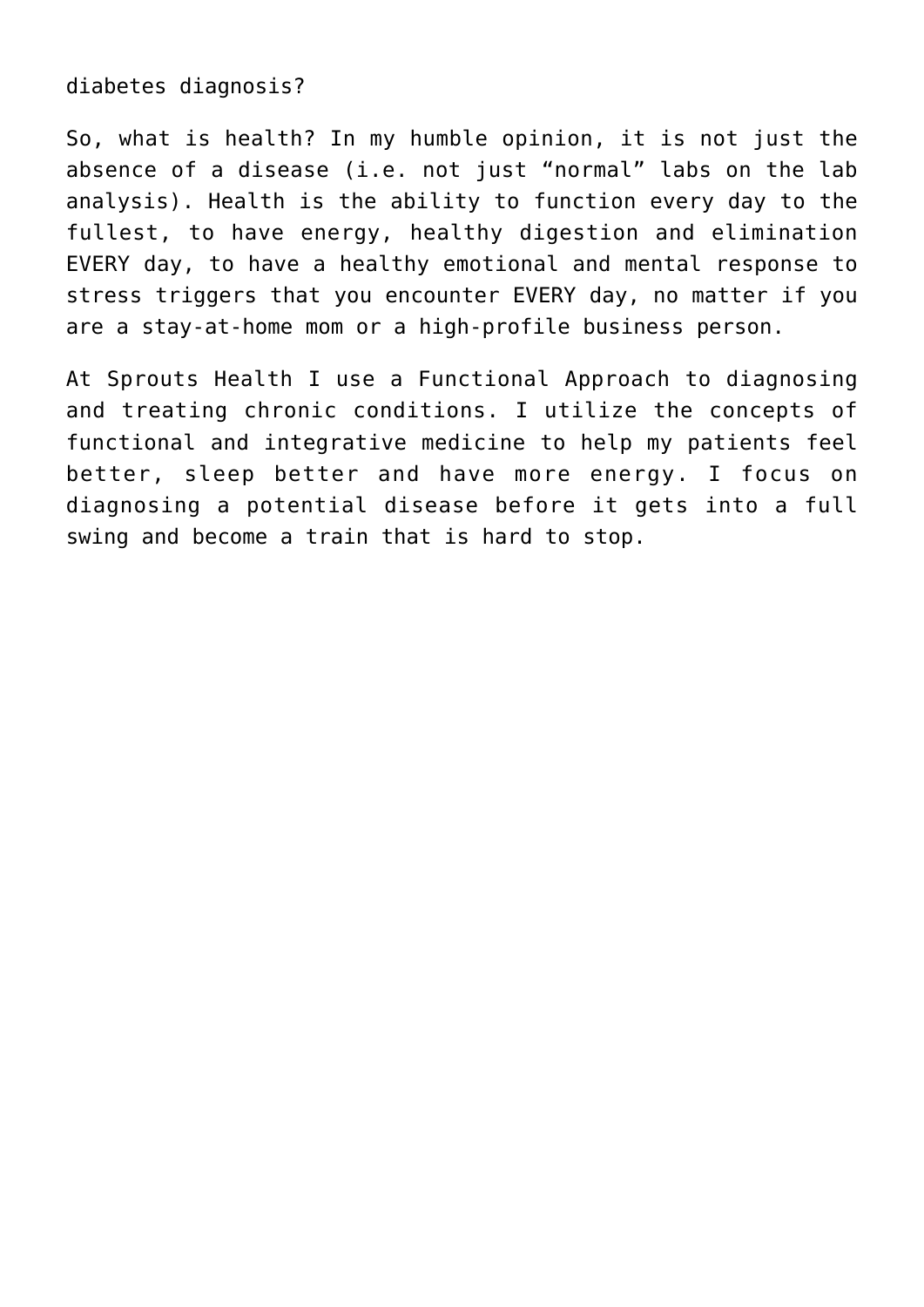diabetes diagnosis?

So, what is health? In my humble opinion, it is not just the absence of a disease (i.e. not just “normal” labs on the lab analysis). Health is the ability to function every day to the fullest, to have energy, healthy digestion and elimination EVERY day, to have a healthy emotional and mental response to stress triggers that you encounter EVERY day, no matter if you are a stay-at-home mom or a high-profile business person.

At Sprouts Health I use a Functional Approach to diagnosing and treating chronic conditions. I utilize the concepts of functional and integrative medicine to help my patients feel better, sleep better and have more energy. I focus on diagnosing a potential disease before it gets into a full swing and become a train that is hard to stop.